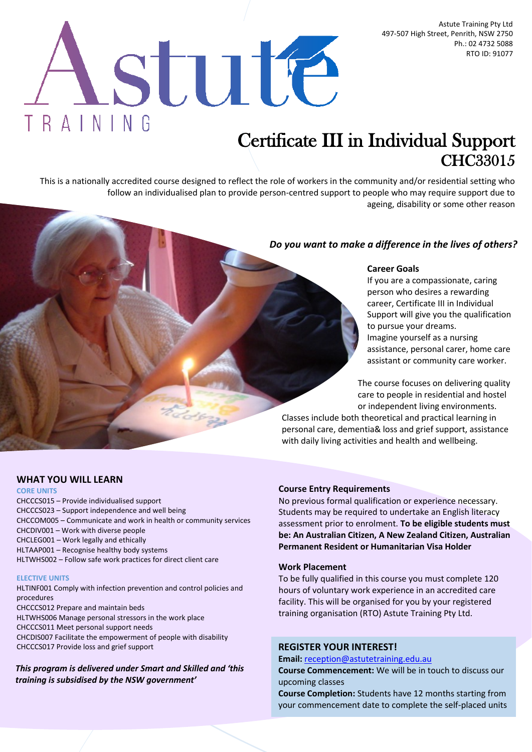Astute Training Pty Ltd
497-507 High Street, Penrith, NSW 2750
Ph.: 02 4732 5088
RTO ID: 91077

# Astute TRAINING

# Certificate III in Individual Support CHC33015

This is a nationally accredited course designed to reflect the role of workers in the community and/or residential setting who follow an individualised plan to provide person-centred support to people who may require support due to ageing, disability or some other reason

***Do you want to make a difference in the lives of others?***

**Career Goals**

If you are a compassionate, caring person who desires a rewarding career, Certificate III in Individual Support will give you the qualification to pursue your dreams. Imagine yourself as a nursing assistance, personal carer, home care assistant or community care worker.

The course focuses on delivering quality care to people in residential and hostel or independent living environments. Classes include both theoretical and practical learning in personal care, dementia& loss and grief support, assistance with daily living activities and health and wellbeing.

## WHAT YOU WILL LEARN

### CORE UNITS

CHCCCS015 – Provide individualised support
CHCCCS023 – Support independence and well being
CHCCOM005 – Communicate and work in health or community services
CHCDIV001 – Work with diverse people
CHCLEG001 – Work legally and ethically
HLTAAP001 – Recognise healthy body systems
HLTWHS002 – Follow safe work practices for direct client care

### ELECTIVE UNITS

HLTINF001 Comply with infection prevention and control policies and procedures
CHCCCS012 Prepare and maintain beds
HLTWHS006 Manage personal stressors in the work place
CHCCCS011 Meet personal support needs
CHCDIS007 Facilitate the empowerment of people with disability
CHCCCS017 Provide loss and grief support

***This program is delivered under Smart and Skilled and 'this training is subsidised by the NSW government'***

**Course Entry Requirements**

No previous formal qualification or experience necessary. Students may be required to undertake an English literacy assessment prior to enrolment. **To be eligible students must be: An Australian Citizen, A New Zealand Citizen, Australian Permanent Resident or Humanitarian Visa Holder**

**Work Placement**

To be fully qualified in this course you must complete 120 hours of voluntary work experience in an accredited care facility. This will be organised for you by your registered training organisation (RTO) Astute Training Pty Ltd.

## REGISTER YOUR INTEREST!

**Email:** reception@astutetraining.edu.au
**Course Commencement:** We will be in touch to discuss our upcoming classes
**Course Completion:** Students have 12 months starting from your commencement date to complete the self-placed units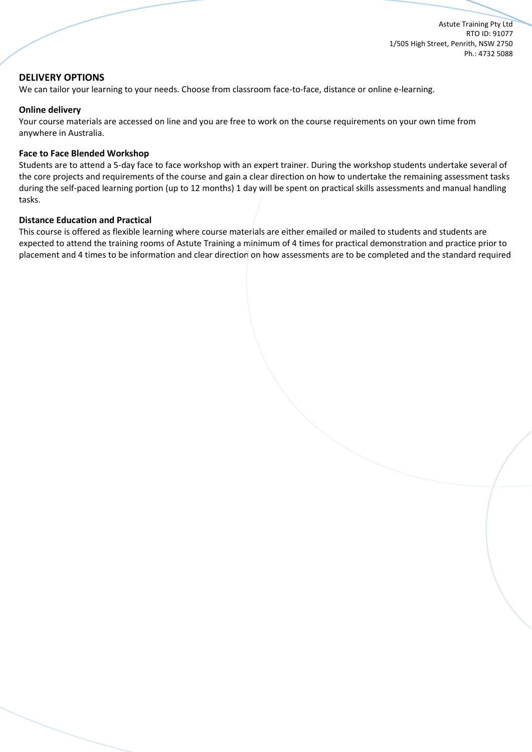## DELIVERY OPTIONS

We can tailor your learning to your needs. Choose from classroom face-to-face, distance or online e-learning.

### Online delivery

Your course materials are accessed on line and you are free to work on the course requirements on your own time from anywhere in Australia.

### Face to Face Blended Workshop

Students are to attend a 5-day face to face workshop with an expert trainer. During the workshop students undertake several of the core projects and requirements of the course and gain a clear direction on how to undertake the remaining assessment tasks during the self-paced learning portion (up to 12 months) 1 day will be spent on practical skills assessments and manual handling tasks.

### Distance Education and Practical

This course is offered as flexible learning where course materials are either emailed or mailed to students and students are expected to attend the training rooms of Astute Training a minimum of 4 times for practical demonstration and practice prior to placement and 4 times to be information and clear direction on how assessments are to be completed and the standard required